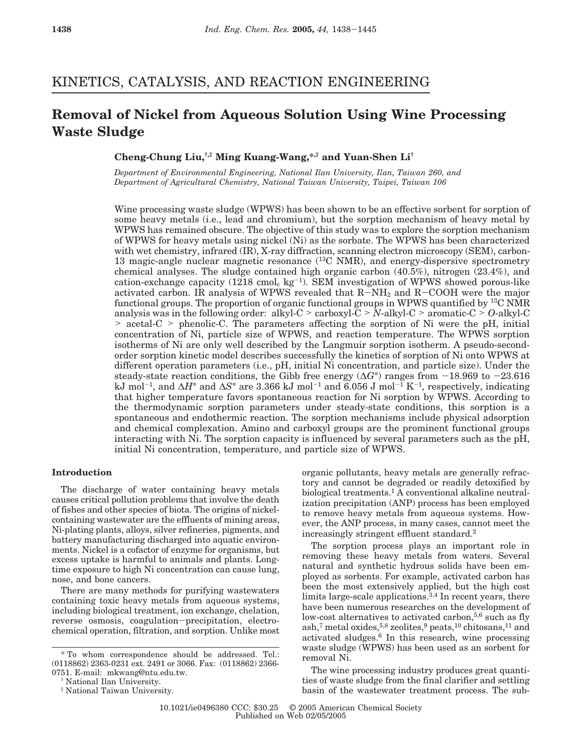## KINETICS, CATALYSIS, AND REACTION ENGINEERING

# Removal of Nickel from Aqueous Solution Using Wine Processing Waste Sludge

**Cheng-Chung Liu,[†,‡] Ming Kuang-Wang,[*,‡] and Yuan-Shen Li[†]**

*Department of Environmental Engineering, National Ilan University, Ilan, Taiwan 260, and Department of Agricultural Chemistry, National Taiwan University, Taipei, Taiwan 106*

Wine processing waste sludge (WPWS) has been shown to be an effective sorbent for sorption of some heavy metals (i.e., lead and chromium), but the sorption mechanism of heavy metal by WPWS has remained obscure. The objective of this study was to explore the sorption mechanism of WPWS for heavy metals using nickel (Ni) as the sorbate. The WPWS has been characterized with wet chemistry, infrared (IR), X-ray diffraction, scanning electron microscopy (SEM), carbon-13 magic-angle nuclear magnetic resonance ($^{13}$C NMR), and energy-dispersive spectrometry chemical analyses. The sludge contained high organic carbon (40.5%), nitrogen (23.4%), and cation-exchange capacity (1218 cmol$_c$ kg$^{-1}$). SEM investigation of WPWS showed porous-like activated carbon. IR analysis of WPWS revealed that R$-$NH$_2$ and R$-$COOH were the major functional groups. The proportion of organic functional groups in WPWS quantified by $^{13}$C NMR analysis was in the following order: alkyl-C > carboxyl-C > *N*-alkyl-C > aromatic-C > *O*-alkyl-C > acetal-C > phenolic-C. The parameters affecting the sorption of Ni were the pH, initial concentration of Ni, particle size of WPWS, and reaction temperature. The WPWS sorption isotherms of Ni are only well described by the Langmuir sorption isotherm. A pseudo-second-order sorption kinetic model describes successfully the kinetics of sorption of Ni onto WPWS at different operation parameters (i.e., pH, initial Ni concentration, and particle size). Under the steady-state reaction conditions, the Gibb free energy ($\Delta G°$) ranges from $-18.969$ to $-23.616$ kJ mol$^{-1}$, and $\Delta H°$ and $\Delta S°$ are 3.366 kJ mol$^{-1}$ and 6.056 J mol$^{-1}$ K$^{-1}$, respectively, indicating that higher temperature favors spontaneous reaction for Ni sorption by WPWS. According to the thermodynamic sorption parameters under steady-state conditions, this sorption is a spontaneous and endothermic reaction. The sorption mechanisms include physical adsorption and chemical complexation. Amino and carboxyl groups are the prominent functional groups interacting with Ni. The sorption capacity is influenced by several parameters such as the pH, initial Ni concentration, temperature, and particle size of WPWS.

### Introduction

The discharge of water containing heavy metals causes critical pollution problems that involve the death of fishes and other species of biota. The origins of nickel-containing wastewater are the effluents of mining areas, Ni-plating plants, alloys, silver refineries, pigments, and battery manufacturing discharged into aquatic environments. Nickel is a cofactor of enzyme for organisms, but excess uptake is harmful to animals and plants. Long-time exposure to high Ni concentration can cause lung, nose, and bone cancers.

There are many methods for purifying wastewaters containing toxic heavy metals from aqueous systems, including biological treatment, ion exchange, chelation, reverse osmosis, coagulation–precipitation, electrochemical operation, filtration, and sorption. Unlike most organic pollutants, heavy metals are generally refractory and cannot be degraded or readily detoxified by biological treatments.[1] A conventional alkaline neutralization precipitation (ANP) process has been employed to remove heavy metals from aqueous systems. However, the ANP process, in many cases, cannot meet the increasingly stringent effluent standard.[2]

The sorption process plays an important role in removing these heavy metals from waters. Several natural and synthetic hydrous solids have been employed as sorbents. For example, activated carbon has been the most extensively applied, but the high cost limits large-scale applications.[3,4] In recent years, there have been numerous researches on the development of low-cost alternatives to activated carbon,[5,6] such as fly ash,[7] metal oxides,[5,8] zeolites,[9] peats,[10] chitosans,[11] and activated sludges.[6] In this research, wine processing waste sludge (WPWS) has been used as an sorbent for removal Ni.

The wine processing industry produces great quantities of waste sludge from the final clarifier and settling basin of the wastewater treatment process. The sub-

\* To whom correspondence should be addressed. Tel.: (0118862) 2363-0231 ext. 2491 or 3066. Fax: (0118862) 2366-0751. E-mail: mkwang@ntu.edu.tw.

† National Ilan University.

‡ National Taiwan University.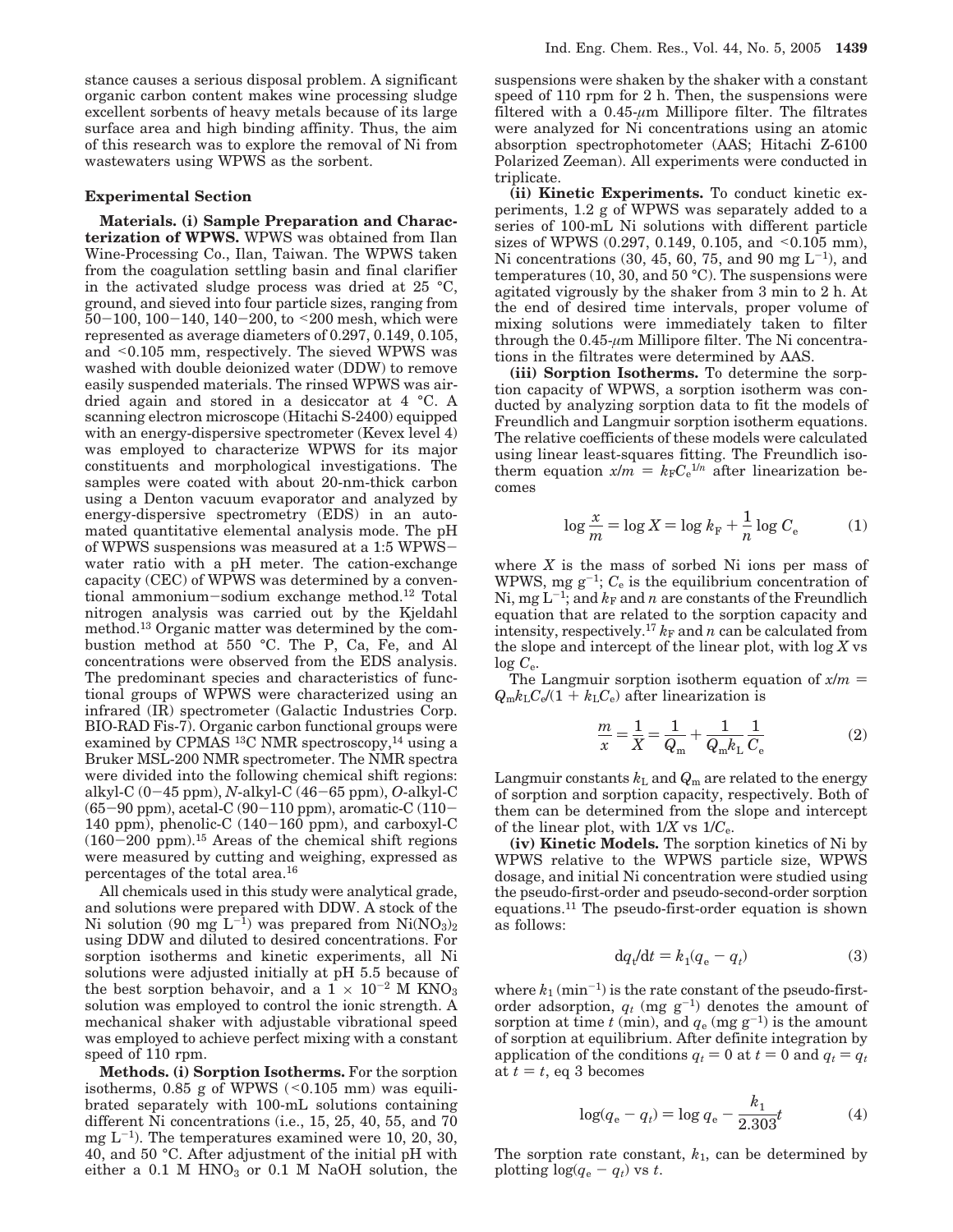stance causes a serious disposal problem. A significant organic carbon content makes wine processing sludge excellent sorbents of heavy metals because of its large surface area and high binding affinity. Thus, the aim of this research was to explore the removal of Ni from wastewaters using WPWS as the sorbent.

## Experimental Section

**Materials. (i) Sample Preparation and Characterization of WPWS.** WPWS was obtained from Ilan Wine-Processing Co., Ilan, Taiwan. The WPWS taken from the coagulation settling basin and final clarifier in the activated sludge process was dried at 25 °C, ground, and sieved into four particle sizes, ranging from 50−100, 100−140, 140−200, to <200 mesh, which were represented as average diameters of 0.297, 0.149, 0.105, and <0.105 mm, respectively. The sieved WPWS was washed with double deionized water (DDW) to remove easily suspended materials. The rinsed WPWS was air-dried again and stored in a desiccator at 4 °C. A scanning electron microscope (Hitachi S-2400) equipped with an energy-dispersive spectrometer (Kevex level 4) was employed to characterize WPWS for its major constituents and morphological investigations. The samples were coated with about 20-nm-thick carbon using a Denton vacuum evaporator and analyzed by energy-dispersive spectrometry (EDS) in an automated quantitative elemental analysis mode. The pH of WPWS suspensions was measured at a 1:5 WPWS−water ratio with a pH meter. The cation-exchange capacity (CEC) of WPWS was determined by a conventional ammonium−sodium exchange method.[12] Total nitrogen analysis was carried out by the Kjeldahl method.[13] Organic matter was determined by the combustion method at 550 °C. The P, Ca, Fe, and Al concentrations were observed from the EDS analysis. The predominant species and characteristics of functional groups of WPWS were characterized using an infrared (IR) spectrometer (Galactic Industries Corp. BIO-RAD Fis-7). Organic carbon functional groups were examined by CPMAS $^{13}$C NMR spectroscopy,[14] using a Bruker MSL-200 NMR spectrometer. The NMR spectra were divided into the following chemical shift regions: alkyl-C (0−45 ppm), *N*-alkyl-C (46−65 ppm), *O*-alkyl-C (65−90 ppm), acetal-C (90−110 ppm), aromatic-C (110−140 ppm), phenolic-C (140−160 ppm), and carboxyl-C (160−200 ppm).[15] Areas of the chemical shift regions were measured by cutting and weighing, expressed as percentages of the total area.[16]

All chemicals used in this study were analytical grade, and solutions were prepared with DDW. A stock of the Ni solution (90 mg L$^{-1}$) was prepared from $Ni(NO_3)_2$ using DDW and diluted to desired concentrations. For sorption isotherms and kinetic experiments, all Ni solutions were adjusted initially at pH 5.5 because of the best sorption behavoir, and a $1 \times 10^{-2}$ M $KNO_3$ solution was employed to control the ionic strength. A mechanical shaker with adjustable vibrational speed was employed to achieve perfect mixing with a constant speed of 110 rpm.

**Methods. (i) Sorption Isotherms.** For the sorption isotherms, 0.85 g of WPWS (<0.105 mm) was equilibrated separately with 100-mL solutions containing different Ni concentrations (i.e., 15, 25, 40, 55, and 70 mg L$^{-1}$). The temperatures examined were 10, 20, 30, 40, and 50 °C. After adjustment of the initial pH with either a 0.1 M $HNO_3$ or 0.1 M NaOH solution, the suspensions were shaken by the shaker with a constant speed of 110 rpm for 2 h. Then, the suspensions were filtered with a 0.45-μm Millipore filter. The filtrates were analyzed for Ni concentrations using an atomic absorption spectrophotometer (AAS; Hitachi Z-6100 Polarized Zeeman). All experiments were conducted in triplicate.

**(ii) Kinetic Experiments.** To conduct kinetic experiments, 1.2 g of WPWS was separately added to a series of 100-mL Ni solutions with different particle sizes of WPWS (0.297, 0.149, 0.105, and <0.105 mm), Ni concentrations (30, 45, 60, 75, and 90 mg L$^{-1}$), and temperatures (10, 30, and 50 °C). The suspensions were agitated vigorously by the shaker from 3 min to 2 h. At the end of desired time intervals, proper volume of mixing solutions were immediately taken to filter through the 0.45-μm Millipore filter. The Ni concentrations in the filtrates were determined by AAS.

**(iii) Sorption Isotherms.** To determine the sorption capacity of WPWS, a sorption isotherm was conducted by analyzing sorption data to fit the models of Freundlich and Langmuir sorption isotherm equations. The relative coefficients of these models were calculated using linear least-squares fitting. The Freundlich isotherm equation $x/m = k_F C_e^{1/n}$ after linearization becomes

$$\log \frac{x}{m} = \log X = \log k_F + \frac{1}{n} \log C_e \tag{1}$$

where $X$ is the mass of sorbed Ni ions per mass of WPWS, mg g$^{-1}$; $C_e$ is the equilibrium concentration of Ni, mg L$^{-1}$; and $k_F$ and $n$ are constants of the Freundlich equation that are related to the sorption capacity and intensity, respectively.[17] $k_F$ and $n$ can be calculated from the slope and intercept of the linear plot, with $\log X$ vs $\log C_e$.

The Langmuir sorption isotherm equation of $x/m = Q_m k_L C_e/(1 + k_L C_e)$ after linearization is

$$\frac{m}{x} = \frac{1}{X} = \frac{1}{Q_m} + \frac{1}{Q_m k_L} \frac{1}{C_e} \tag{2}$$

Langmuir constants $k_L$ and $Q_m$ are related to the energy of sorption and sorption capacity, respectively. Both of them can be determined from the slope and intercept of the linear plot, with $1/X$ vs $1/C_e$.

**(iv) Kinetic Models.** The sorption kinetics of Ni by WPWS relative to the WPWS particle size, WPWS dosage, and initial Ni concentration were studied using the pseudo-first-order and pseudo-second-order sorption equations.[11] The pseudo-first-order equation is shown as follows:

$$dq_t/dt = k_1(q_e - q_t) \tag{3}$$

where $k_1$ (min$^{-1}$) is the rate constant of the pseudo-first-order adsorption, $q_t$ (mg g$^{-1}$) denotes the amount of sorption at time $t$ (min), and $q_e$ (mg g$^{-1}$) is the amount of sorption at equilibrium. After definite integration by application of the conditions $q_t = 0$ at $t = 0$ and $q_t = q_t$ at $t = t$, eq 3 becomes

$$\log(q_e - q_t) = \log q_e - \frac{k_1}{2.303} t \tag{4}$$

The sorption rate constant, $k_1$, can be determined by plotting $\log(q_e - q_t)$ vs $t$.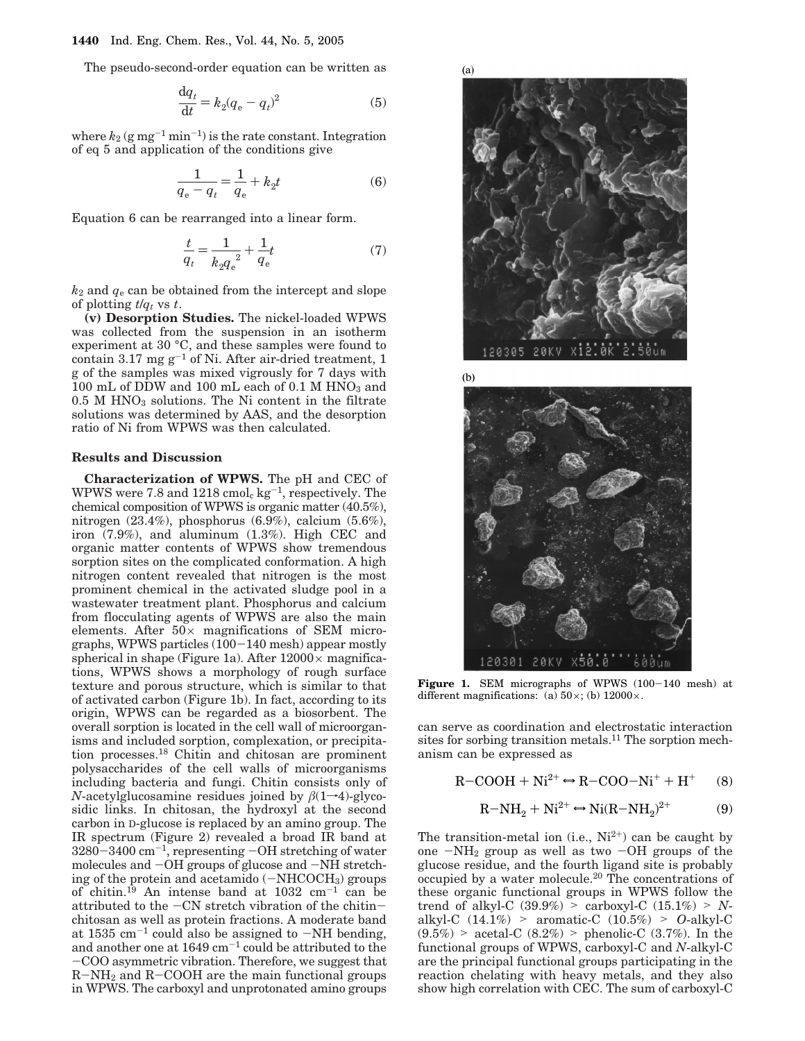The pseudo-second-order equation can be written as

$$\frac{dq_t}{dt} = k_2(q_e - q_t)^2 \quad (5)$$

where $k_2$ (g mg$^{-1}$ min$^{-1}$) is the rate constant. Integration of eq 5 and application of the conditions give

$$\frac{1}{q_e - q_t} = \frac{1}{q_e} + k_2 t \quad (6)$$

Equation 6 can be rearranged into a linear form.

$$\frac{t}{q_t} = \frac{1}{k_2 q_e^{\,2}} + \frac{1}{q_e} t \quad (7)$$

$k_2$ and $q_e$ can be obtained from the intercept and slope of plotting $t/q_t$ vs $t$.

**(v) Desorption Studies.** The nickel-loaded WPWS was collected from the suspension in an isotherm experiment at 30 °C, and these samples were found to contain 3.17 mg g$^{-1}$ of Ni. After air-dried treatment, 1 g of the samples was mixed vigrously for 7 days with 100 mL of DDW and 100 mL each of 0.1 M $HNO_3$ and 0.5 M $HNO_3$ solutions. The Ni content in the filtrate solutions was determined by AAS, and the desorption ratio of Ni from WPWS was then calculated.

## Results and Discussion

**Characterization of WPWS.** The pH and CEC of WPWS were 7.8 and 1218 cmol$_c$ kg$^{-1}$, respectively. The chemical composition of WPWS is organic matter (40.5%), nitrogen (23.4%), phosphorus (6.9%), calcium (5.6%), iron (7.9%), and aluminum (1.3%). High CEC and organic matter contents of WPWS show tremendous sorption sites on the complicated conformation. A high nitrogen content revealed that nitrogen is the most prominent chemical in the activated sludge pool in a wastewater treatment plant. Phosphorus and calcium from flocculating agents of WPWS are also the main elements. After 50× magnifications of SEM micrographs, WPWS particles (100−140 mesh) appear mostly spherical in shape (Figure 1a). After 12000× magnifications, WPWS shows a morphology of rough surface texture and porous structure, which is similar to that of activated carbon (Figure 1b). In fact, according to its origin, WPWS can be regarded as a biosorbent. The overall sorption is located in the cell wall of microorganisms and included sorption, complexation, or precipitation processes.[18] Chitin and chitosan are prominent polysaccharides of the cell walls of microorganisms including bacteria and fungi. Chitin consists only of *N*-acetylglucosamine residues joined by $\beta(1\rightarrow4)$-glycosidic links. In chitosan, the hydroxyl at the second carbon in D-glucose is replaced by an amino group. The IR spectrum (Figure 2) revealed a broad IR band at 3280−3400 cm$^{-1}$, representing −OH stretching of water molecules and −OH groups of glucose and −NH stretching of the protein and acetamido ($-NHCOCH_3$) groups of chitin.[19] An intense band at 1032 cm$^{-1}$ can be attributed to the −CN stretch vibration of the chitin−chitosan as well as protein fractions. A moderate band at 1535 cm$^{-1}$ could also be assigned to −NH bending, and another one at 1649 cm$^{-1}$ could be attributed to the −COO asymmetric vibration. Therefore, we suggest that $R-NH_2$ and R−COOH are the main functional groups in WPWS. The carboxyl and unprotonated amino groups can serve as coordination and electrostatic interaction sites for sorbing transition metals.[11] The sorption mechanism can be expressed as

$$R-COOH + Ni^{2+} \leftrightarrow R-COO-Ni^{+} + H^{+} \quad (8)$$

$$R-NH_2 + Ni^{2+} \leftrightarrow Ni(R-NH_2)^{2+} \quad (9)$$

The transition-metal ion (i.e., $Ni^{2+}$) can be caught by one $-NH_2$ group as well as two −OH groups of the glucose residue, and the fourth ligand site is probably occupied by a water molecule.[20] The concentrations of these organic functional groups in WPWS follow the trend of alkyl-C (39.9%) > carboxyl-C (15.1%) > *N*-alkyl-C (14.1%) > aromatic-C (10.5%) > *O*-alkyl-C (9.5%) > acetal-C (8.2%) > phenolic-C (3.7%). In the functional groups of WPWS, carboxyl-C and *N*-alkyl-C are the principal functional groups participating in the reaction chelating with heavy metals, and they also show high correlation with CEC. The sum of carboxyl-C

**Figure 1.** SEM micrographs of WPWS (100−140 mesh) at different magnifications: (a) 50×; (b) 12000×.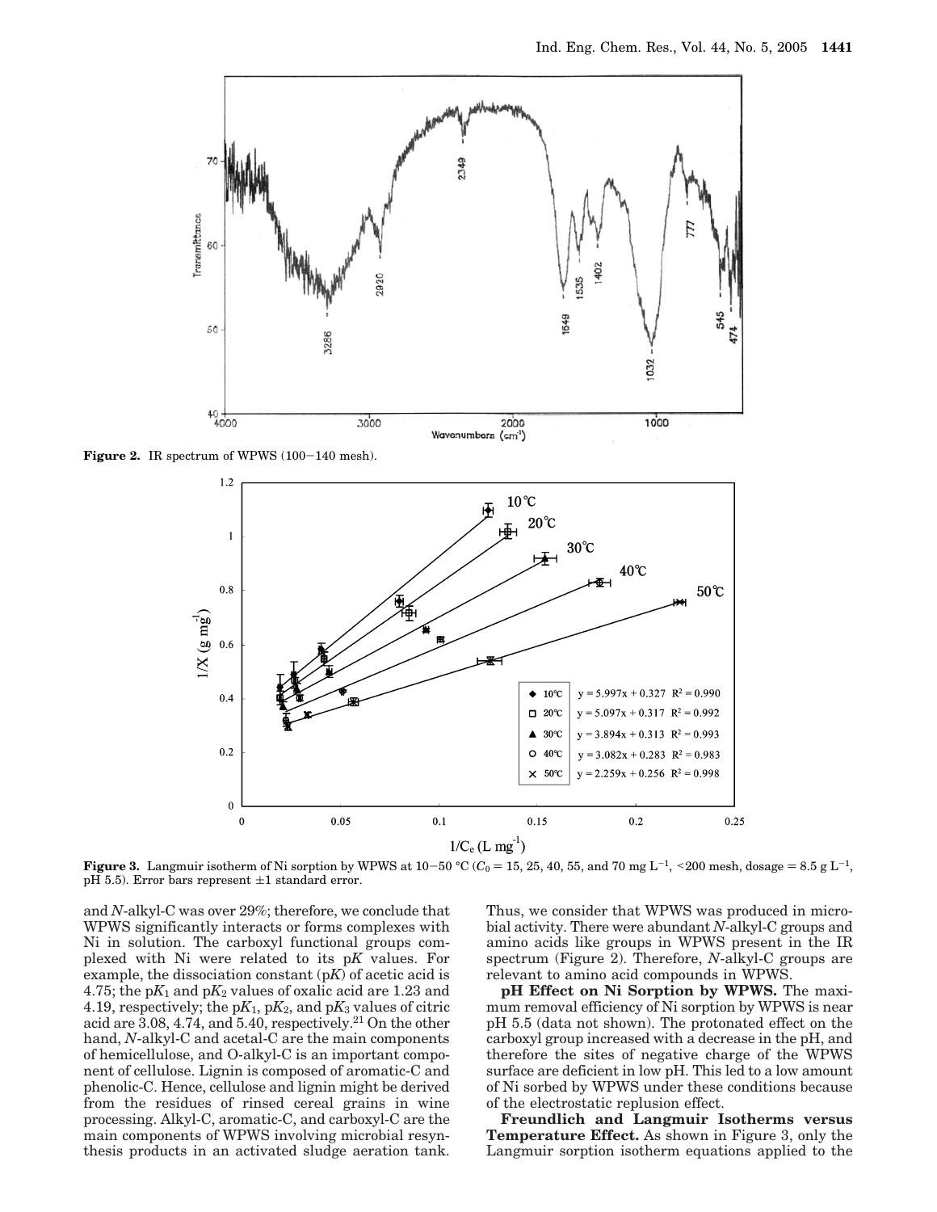Figure 2. IR spectrum of WPWS (100−140 mesh).

Figure 3. Langmuir isotherm of Ni sorption by WPWS at 10−50 °C ($C_0$ = 15, 25, 40, 55, and 70 mg L$^{-1}$, <200 mesh, dosage = 8.5 g L$^{-1}$, pH 5.5). Error bars represent ±1 standard error.

and *N*-alkyl-C was over 29%; therefore, we conclude that WPWS significantly interacts or forms complexes with Ni in solution. The carboxyl functional groups complexed with Ni were related to its p$K$ values. For example, the dissociation constant (p$K$) of acetic acid is 4.75; the p$K_1$ and p$K_2$ values of oxalic acid are 1.23 and 4.19, respectively; the p$K_1$, p$K_2$, and p$K_3$ values of citric acid are 3.08, 4.74, and 5.40, respectively.[21] On the other hand, *N*-alkyl-C and acetal-C are the main components of hemicellulose, and O-alkyl-C is an important component of cellulose. Lignin is composed of aromatic-C and phenolic-C. Hence, cellulose and lignin might be derived from the residues of rinsed cereal grains in wine processing. Alkyl-C, aromatic-C, and carboxyl-C are the main components of WPWS involving microbial resynthesis products in an activated sludge aeration tank. Thus, we consider that WPWS was produced in microbial activity. There were abundant *N*-alkyl-C groups and amino acids like groups in WPWS present in the IR spectrum (Figure 2). Therefore, *N*-alkyl-C groups are relevant to amino acid compounds in WPWS.

**pH Effect on Ni Sorption by WPWS.** The maximum removal efficiency of Ni sorption by WPWS is near pH 5.5 (data not shown). The protonated effect on the carboxyl group increased with a decrease in the pH, and therefore the sites of negative charge of the WPWS surface are deficient in low pH. This led to a low amount of Ni sorbed by WPWS under these conditions because of the electrostatic replusion effect.

**Freundlich and Langmuir Isotherms versus Temperature Effect.** As shown in Figure 3, only the Langmuir sorption isotherm equations applied to the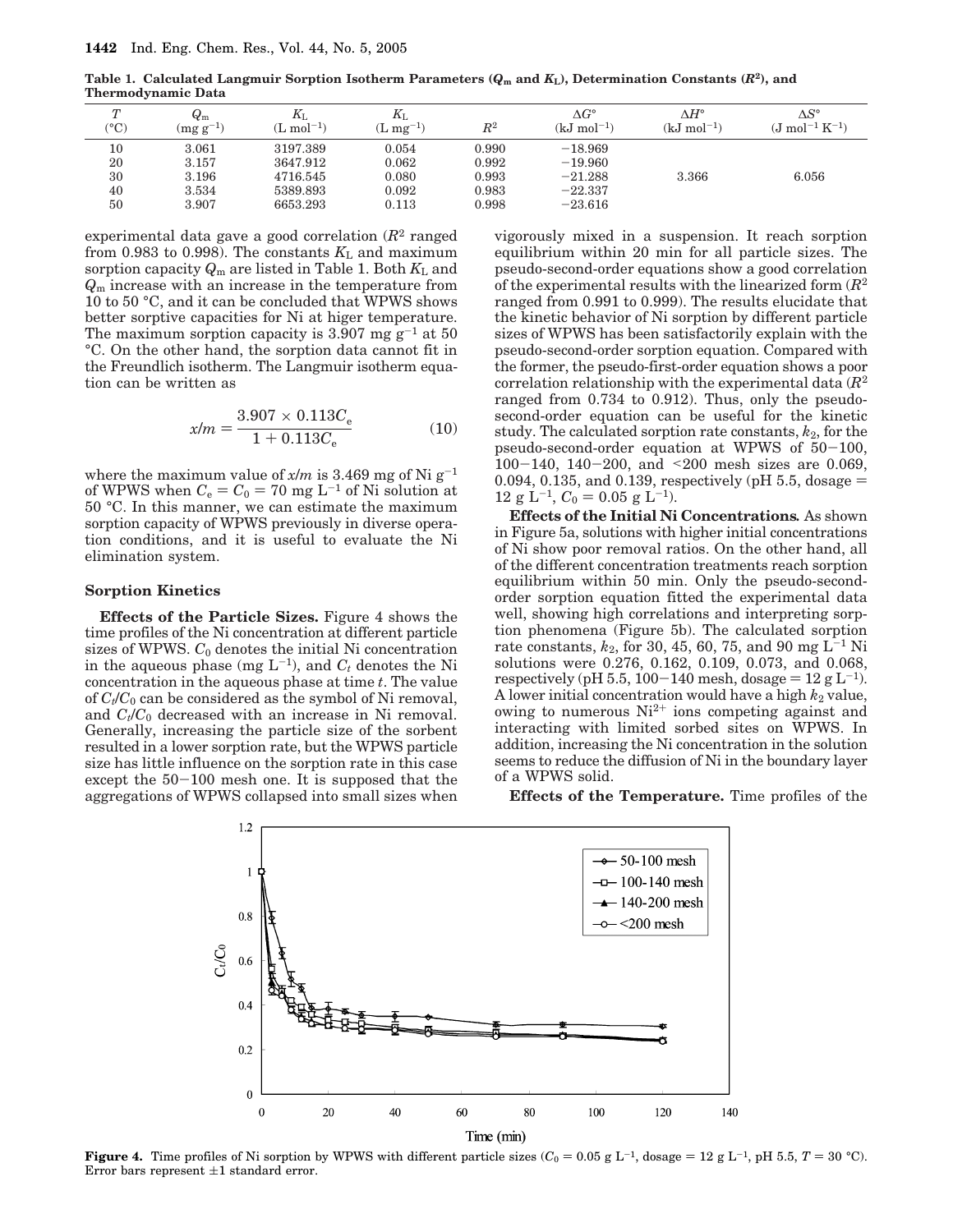**Table 1. Calculated Langmuir Sorption Isotherm Parameters ($Q_m$ and $K_L$), Determination Constants ($R^2$), and Thermodynamic Data**

| $T$ (°C) | $Q_m$ (mg g$^{-1}$) | $K_L$ (L mol$^{-1}$) | $K_L$ (L mg$^{-1}$) | $R^2$ | $\Delta G°$ (kJ mol$^{-1}$) | $\Delta H°$ (kJ mol$^{-1}$) | $\Delta S°$ (J mol$^{-1}$ K$^{-1}$) |
|---|---|---|---|---|---|---|---|
| 10 | 3.061 | 3197.389 | 0.054 | 0.990 | −18.969 | | |
| 20 | 3.157 | 3647.912 | 0.062 | 0.992 | −19.960 | | |
| 30 | 3.196 | 4716.545 | 0.080 | 0.993 | −21.288 | 3.366 | 6.056 |
| 40 | 3.534 | 5389.893 | 0.092 | 0.983 | −22.337 | | |
| 50 | 3.907 | 6653.293 | 0.113 | 0.998 | −23.616 | | |

experimental data gave a good correlation ($R^2$ ranged from 0.983 to 0.998). The constants $K_L$ and maximum sorption capacity $Q_m$ are listed in Table 1. Both $K_L$ and $Q_m$ increase with an increase in the temperature from 10 to 50 °C, and it can be concluded that WPWS shows better sorptive capacities for Ni at higer temperature. The maximum sorption capacity is 3.907 mg g$^{-1}$ at 50 °C. On the other hand, the sorption data cannot fit in the Freundlich isotherm. The Langmuir isotherm equation can be written as

$$x/m = \frac{3.907 \times 0.113 C_e}{1 + 0.113 C_e} \tag{10}$$

where the maximum value of $x/m$ is 3.469 mg of Ni g$^{-1}$ of WPWS when $C_e = C_0 = 70$ mg L$^{-1}$ of Ni solution at 50 °C. In this manner, we can estimate the maximum sorption capacity of WPWS previously in diverse operation conditions, and it is useful to evaluate the Ni elimination system.

## Sorption Kinetics

**Effects of the Particle Sizes.** Figure 4 shows the time profiles of the Ni concentration at different particle sizes of WPWS. $C_0$ denotes the initial Ni concentration in the aqueous phase (mg L$^{-1}$), and $C_t$ denotes the Ni concentration in the aqueous phase at time $t$. The value of $C_t/C_0$ can be considered as the symbol of Ni removal, and $C_t/C_0$ decreased with an increase in Ni removal. Generally, increasing the particle size of the sorbent resulted in a lower sorption rate, but the WPWS particle size has little influence on the sorption rate in this case except the 50−100 mesh one. It is supposed that the aggregations of WPWS collapsed into small sizes when vigorously mixed in a suspension. It reach sorption equilibrium within 20 min for all particle sizes. The pseudo-second-order equations show a good correlation of the experimental results with the linearized form ($R^2$ ranged from 0.991 to 0.999). The results elucidate that the kinetic behavior of Ni sorption by different particle sizes of WPWS has been satisfactorily explain with the pseudo-second-order sorption equation. Compared with the former, the pseudo-first-order equation shows a poor correlation relationship with the experimental data ($R^2$ ranged from 0.734 to 0.912). Thus, only the pseudo-second-order equation can be useful for the kinetic study. The calculated sorption rate constants, $k_2$, for the pseudo-second-order equation at WPWS of 50−100, 100−140, 140−200, and <200 mesh sizes are 0.069, 0.094, 0.135, and 0.139, respectively (pH 5.5, dosage = 12 g L$^{-1}$, $C_0$ = 0.05 g L$^{-1}$).

**Effects of the Initial Ni Concentrations.** As shown in Figure 5a, solutions with higher initial concentrations of Ni show poor removal ratios. On the other hand, all of the different concentration treatments reach sorption equilibrium within 50 min. Only the pseudo-second-order sorption equation fitted the experimental data well, showing high correlations and interpreting sorption phenomena (Figure 5b). The calculated sorption rate constants, $k_2$, for 30, 45, 60, 75, and 90 mg L$^{-1}$ Ni solutions were 0.276, 0.162, 0.109, 0.073, and 0.068, respectively (pH 5.5, 100−140 mesh, dosage = 12 g L$^{-1}$). A lower initial concentration would have a high $k_2$ value, owing to numerous $Ni^{2+}$ ions competing against and interacting with limited sorbed sites on WPWS. In addition, increasing the Ni concentration in the solution seems to reduce the diffusion of Ni in the boundary layer of a WPWS solid.

**Effects of the Temperature.** Time profiles of the

**Figure 4.** Time profiles of Ni sorption by WPWS with different particle sizes ($C_0$ = 0.05 g L$^{-1}$, dosage = 12 g L$^{-1}$, pH 5.5, $T$ = 30 °C). Error bars represent ±1 standard error.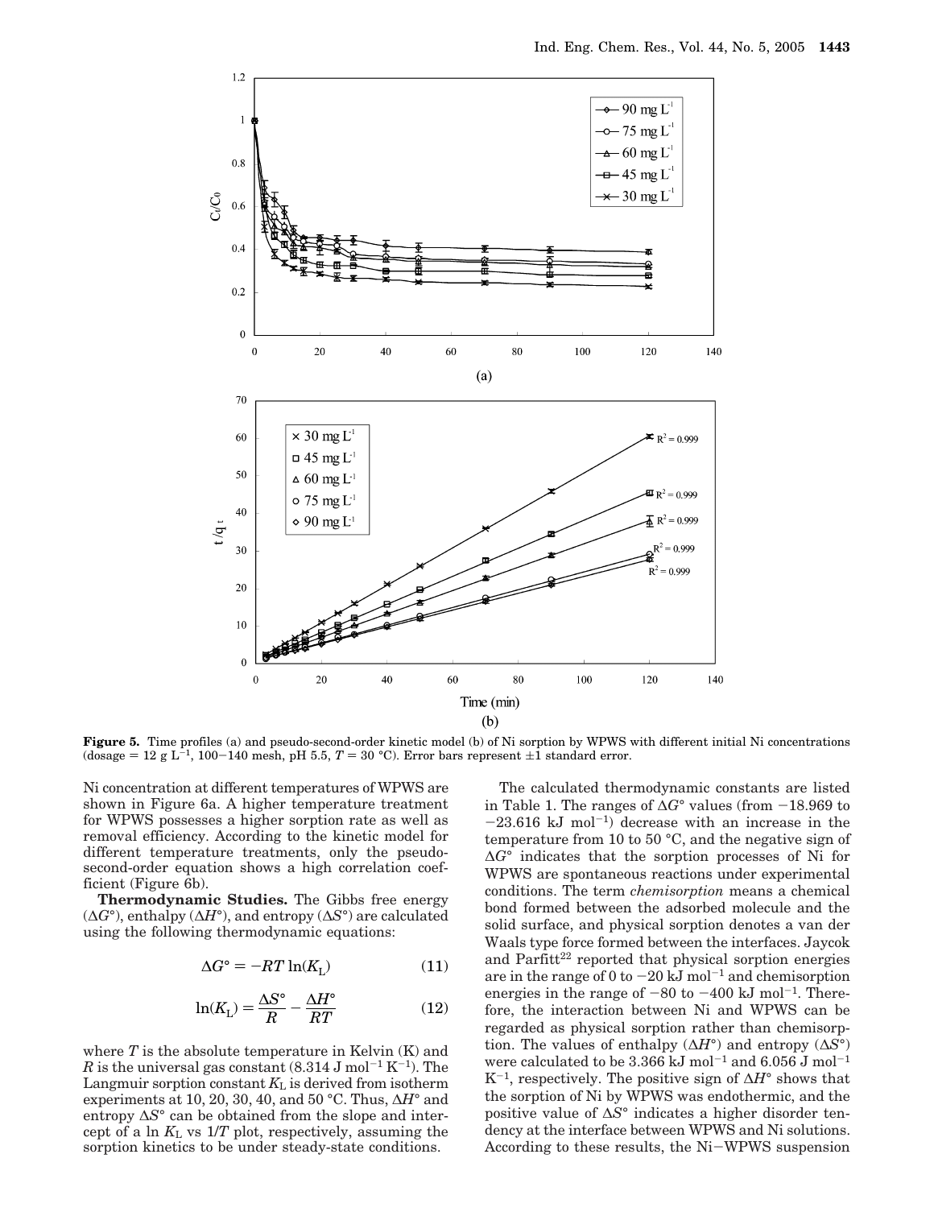**Figure 5.** Time profiles (a) and pseudo-second-order kinetic model (b) of Ni sorption by WPWS with different initial Ni concentrations (dosage = 12 g $L^{-1}$, 100−140 mesh, pH 5.5, $T$ = 30 °C). Error bars represent ±1 standard error.

Ni concentration at different temperatures of WPWS are shown in Figure 6a. A higher temperature treatment for WPWS possesses a higher sorption rate as well as removal efficiency. According to the kinetic model for different temperature treatments, only the pseudo-second-order equation shows a high correlation coefficient (Figure 6b).

**Thermodynamic Studies.** The Gibbs free energy ($\Delta G°$), enthalpy ($\Delta H°$), and entropy ($\Delta S°$) are calculated using the following thermodynamic equations:

$$\Delta G° = -RT \ln(K_L) \tag{11}$$

$$\ln(K_L) = \frac{\Delta S°}{R} - \frac{\Delta H°}{RT} \tag{12}$$

where $T$ is the absolute temperature in Kelvin (K) and $R$ is the universal gas constant (8.314 J $mol^{-1}$ $K^{-1}$). The Langmuir sorption constant $K_L$ is derived from isotherm experiments at 10, 20, 30, 40, and 50 °C. Thus, $\Delta H°$ and entropy $\Delta S°$ can be obtained from the slope and intercept of a ln $K_L$ vs $1/T$ plot, respectively, assuming the sorption kinetics to be under steady-state conditions.

The calculated thermodynamic constants are listed in Table 1. The ranges of $\Delta G°$ values (from −18.969 to −23.616 kJ $mol^{-1}$) decrease with an increase in the temperature from 10 to 50 °C, and the negative sign of $\Delta G°$ indicates that the sorption processes of Ni for WPWS are spontaneous reactions under experimental conditions. The term *chemisorption* means a chemical bond formed between the adsorbed molecule and the solid surface, and physical sorption denotes a van der Waals type force formed between the interfaces. Jaycok and Parfitt[22] reported that physical sorption energies are in the range of 0 to −20 kJ $mol^{-1}$ and chemisorption energies in the range of −80 to −400 kJ $mol^{-1}$. Therefore, the interaction between Ni and WPWS can be regarded as physical sorption rather than chemisorption. The values of enthalpy ($\Delta H°$) and entropy ($\Delta S°$) were calculated to be 3.366 kJ $mol^{-1}$ and 6.056 J $mol^{-1}$ $K^{-1}$, respectively. The positive sign of $\Delta H°$ shows that the sorption of Ni by WPWS was endothermic, and the positive value of $\Delta S°$ indicates a higher disorder tendency at the interface between WPWS and Ni solutions. According to these results, the Ni−WPWS suspension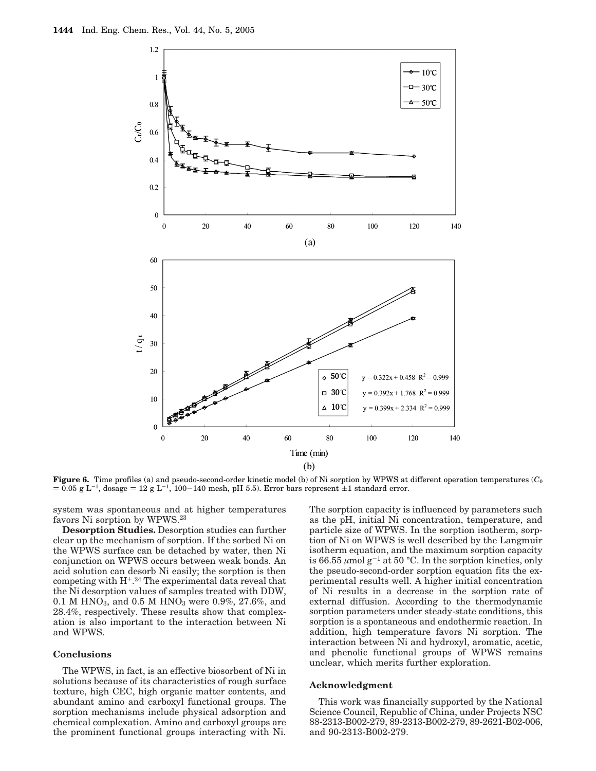**Figure 6.** Time profiles (a) and pseudo-second-order kinetic model (b) of Ni sorption by WPWS at different operation temperatures ($C_0$ = 0.05 g $L^{-1}$, dosage = 12 g $L^{-1}$, 100−140 mesh, pH 5.5). Error bars represent ±1 standard error.

system was spontaneous and at higher temperatures favors Ni sorption by WPWS.[23]

**Desorption Studies.** Desorption studies can further clear up the mechanism of sorption. If the sorbed Ni on the WPWS surface can be detached by water, then Ni conjunction on WPWS occurs between weak bonds. An acid solution can desorb Ni easily; the sorption is then competing with $H^+$.[24] The experimental data reveal that the Ni desorption values of samples treated with DDW, 0.1 M $HNO_3$, and 0.5 M $HNO_3$ were 0.9%, 27.6%, and 28.4%, respectively. These results show that complexation is also important to the interaction between Ni and WPWS.

## Conclusions

The WPWS, in fact, is an effective biosorbent of Ni in solutions because of its characteristics of rough surface texture, high CEC, high organic matter contents, and abundant amino and carboxyl functional groups. The sorption mechanisms include physical adsorption and chemical complexation. Amino and carboxyl groups are the prominent functional groups interacting with Ni. The sorption capacity is influenced by parameters such as the pH, initial Ni concentration, temperature, and particle size of WPWS. In the sorption isotherm, sorption of Ni on WPWS is well described by the Langmuir isotherm equation, and the maximum sorption capacity is 66.55 μmol $g^{-1}$ at 50 °C. In the sorption kinetics, only the pseudo-second-order sorption equation fits the experimental results well. A higher initial concentration of Ni results in a decrease in the sorption rate of external diffusion. According to the thermodynamic sorption parameters under steady-state conditions, this sorption is a spontaneous and endothermic reaction. In addition, high temperature favors Ni sorption. The interaction between Ni and hydroxyl, aromatic, acetic, and phenolic functional groups of WPWS remains unclear, which merits further exploration.

## Acknowledgment

This work was financially supported by the National Science Council, Republic of China, under Projects NSC 88-2313-B002-279, 89-2313-B002-279, 89-2621-B02-006, and 90-2313-B002-279.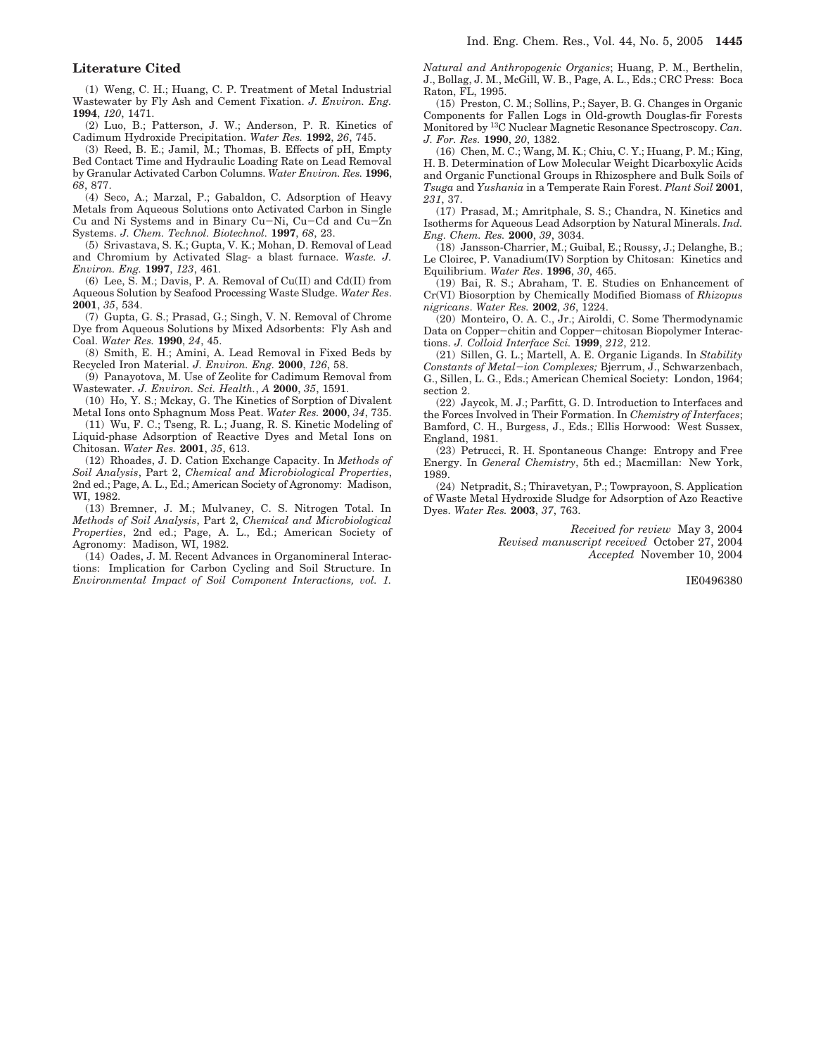## Literature Cited

(1) Weng, C. H.; Huang, C. P. Treatment of Metal Industrial Wastewater by Fly Ash and Cement Fixation. *J. Environ. Eng.* **1994**, *120*, 1471.

(2) Luo, B.; Patterson, J. W.; Anderson, P. R. Kinetics of Cadimum Hydroxide Precipitation. *Water Res.* **1992**, *26*, 745.

(3) Reed, B. E.; Jamil, M.; Thomas, B. Effects of pH, Empty Bed Contact Time and Hydraulic Loading Rate on Lead Removal by Granular Activated Carbon Columns. *Water Environ. Res.* **1996**, *68*, 877.

(4) Seco, A.; Marzal, P.; Gabaldon, C. Adsorption of Heavy Metals from Aqueous Solutions onto Activated Carbon in Single Cu and Ni Systems and in Binary Cu−Ni, Cu−Cd and Cu−Zn Systems. *J. Chem. Technol. Biotechnol.* **1997**, *68*, 23.

(5) Srivastava, S. K.; Gupta, V. K.; Mohan, D. Removal of Lead and Chromium by Activated Slag- a blast furnace. *Waste. J. Environ. Eng.* **1997**, *123*, 461.

(6) Lee, S. M.; Davis, P. A. Removal of Cu(II) and Cd(II) from Aqueous Solution by Seafood Processing Waste Sludge. *Water Res.* **2001**, *35*, 534.

(7) Gupta, G. S.; Prasad, G.; Singh, V. N. Removal of Chrome Dye from Aqueous Solutions by Mixed Adsorbents: Fly Ash and Coal. *Water Res.* **1990**, *24*, 45.

(8) Smith, E. H.; Amini, A. Lead Removal in Fixed Beds by Recycled Iron Material. *J. Environ. Eng.* **2000**, *126*, 58.

(9) Panayotova, M. Use of Zeolite for Cadimum Removal from Wastewater. *J. Environ. Sci. Health., A* **2000**, *35*, 1591.

(10) Ho, Y. S.; Mckay, G. The Kinetics of Sorption of Divalent Metal Ions onto Sphagnum Moss Peat. *Water Res.* **2000**, *34*, 735.

(11) Wu, F. C.; Tseng, R. L.; Juang, R. S. Kinetic Modeling of Liquid-phase Adsorption of Reactive Dyes and Metal Ions on Chitosan. *Water Res.* **2001**, *35*, 613.

(12) Rhoades, J. D. Cation Exchange Capacity. In *Methods of Soil Analysis*, Part 2, *Chemical and Microbiological Properties*, 2nd ed.; Page, A. L., Ed.; American Society of Agronomy: Madison, WI, 1982.

(13) Bremner, J. M.; Mulvaney, C. S. Nitrogen Total. In *Methods of Soil Analysis*, Part 2, *Chemical and Microbiological Properties*, 2nd ed.; Page, A. L., Ed.; American Society of Agronomy: Madison, WI, 1982.

(14) Oades, J. M. Recent Advances in Organomineral Interactions: Implication for Carbon Cycling and Soil Structure. In *Environmental Impact of Soil Component Interactions, vol. 1. Natural and Anthropogenic Organics*; Huang, P. M., Berthelin, J., Bollag, J. M., McGill, W. B., Page, A. L., Eds.; CRC Press: Boca Raton, FL, 1995.

(15) Preston, C. M.; Sollins, P.; Sayer, B. G. Changes in Organic Components for Fallen Logs in Old-growth Douglas-fir Forests Monitored by $^{13}C$ Nuclear Magnetic Resonance Spectroscopy. *Can. J. For. Res.* **1990**, *20*, 1382.

(16) Chen, M. C.; Wang, M. K.; Chiu, C. Y.; Huang, P. M.; King, H. B. Determination of Low Molecular Weight Dicarboxylic Acids and Organic Functional Groups in Rhizosphere and Bulk Soils of *Tsuga* and *Yushania* in a Temperate Rain Forest. *Plant Soil* **2001**, *231*, 37.

(17) Prasad, M.; Amritphale, S. S.; Chandra, N. Kinetics and Isotherms for Aqueous Lead Adsorption by Natural Minerals. *Ind. Eng. Chem. Res.* **2000**, *39*, 3034.

(18) Jansson-Charrier, M.; Guibal, E.; Roussy, J.; Delanghe, B.; Le Cloirec, P. Vanadium(IV) Sorption by Chitosan: Kinetics and Equilibrium. *Water Res*. **1996**, *30*, 465.

(19) Bai, R. S.; Abraham, T. E. Studies on Enhancement of Cr(VI) Biosorption by Chemically Modified Biomass of *Rhizopus nigricans*. *Water Res.* **2002**, *36*, 1224.

(20) Monteiro, O. A. C., Jr.; Airoldi, C. Some Thermodynamic Data on Copper−chitin and Copper−chitosan Biopolymer Interactions. *J. Colloid Interface Sci.* **1999**, *212*, 212.

(21) Sillen, G. L.; Martell, A. E. Organic Ligands. In *Stability Constants of Metal−ion Complexes;* Bjerrum, J., Schwarzenbach, G., Sillen, L. G., Eds.; American Chemical Society: London, 1964; section 2.

(22) Jaycok, M. J.; Parfitt, G. D. Introduction to Interfaces and the Forces Involved in Their Formation. In *Chemistry of Interfaces*; Bamford, C. H., Burgess, J., Eds.; Ellis Horwood: West Sussex, England, 1981.

(23) Petrucci, R. H. Spontaneous Change: Entropy and Free Energy. In *General Chemistry*, 5th ed.; Macmillan: New York, 1989.

(24) Netpradit, S.; Thiravetyan, P.; Towprayoon, S. Application of Waste Metal Hydroxide Sludge for Adsorption of Azo Reactive Dyes. *Water Res.* **2003**, *37*, 763.

*Received for review* May 3, 2004
*Revised manuscript received* October 27, 2004
*Accepted* November 10, 2004

IE0496380